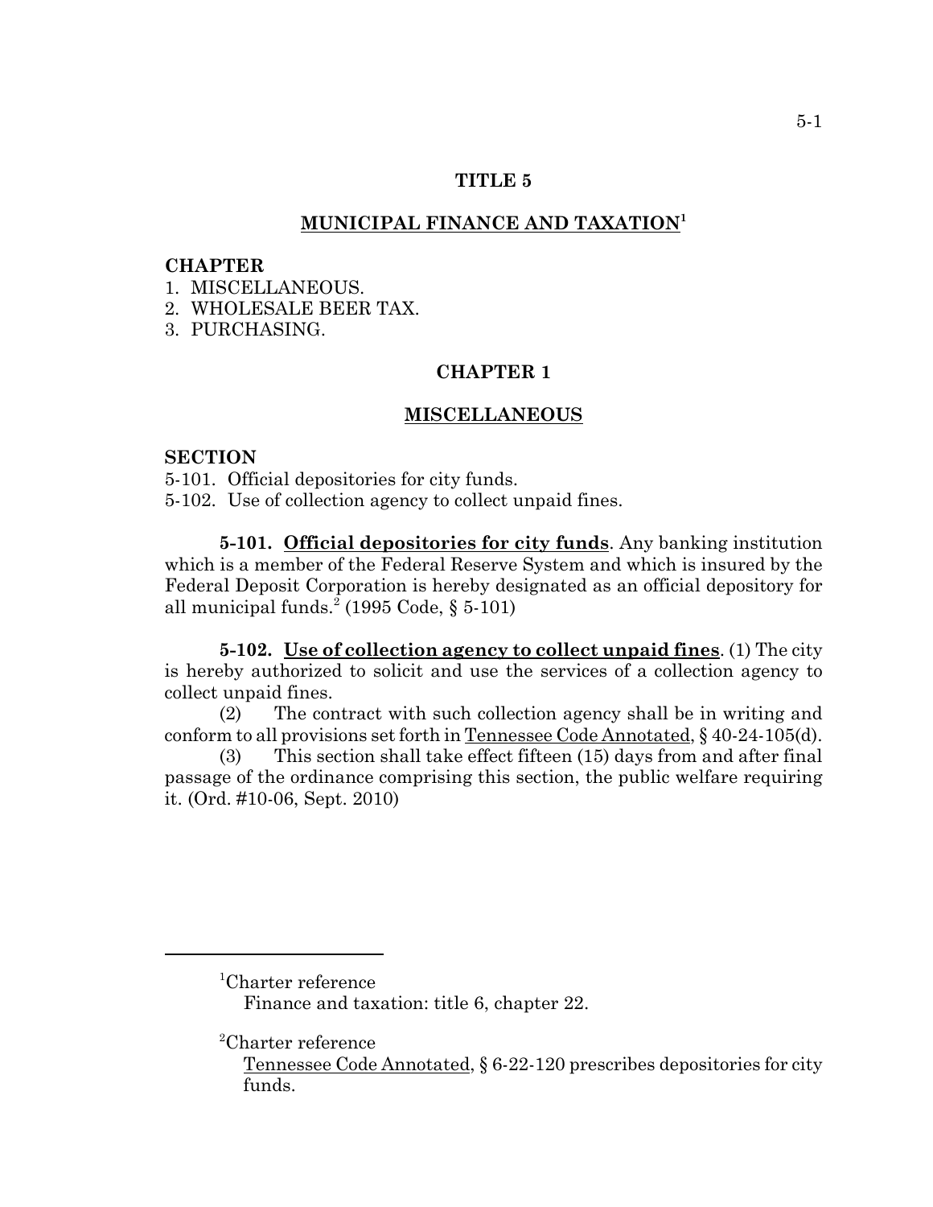# TITLE 5

## MUNICIPAL FINANCE AND TAXATION[1]

**CHAPTER**

1. MISCELLANEOUS.
2. WHOLESALE BEER TAX.
3. PURCHASING.

## CHAPTER 1

## MISCELLANEOUS

**SECTION**

5-101. Official depositories for city funds.
5-102. Use of collection agency to collect unpaid fines.

**5-101. Official depositories for city funds**. Any banking institution which is a member of the Federal Reserve System and which is insured by the Federal Deposit Corporation is hereby designated as an official depository for all municipal funds.[2] (1995 Code, § 5-101)

**5-102. Use of collection agency to collect unpaid fines**. (1) The city is hereby authorized to solicit and use the services of a collection agency to collect unpaid fines.

(2) The contract with such collection agency shall be in writing and conform to all provisions set forth in Tennessee Code Annotated, § 40-24-105(d).

(3) This section shall take effect fifteen (15) days from and after final passage of the ordinance comprising this section, the public welfare requiring it. (Ord. #10-06, Sept. 2010)

---

[1]Charter reference
Finance and taxation: title 6, chapter 22.

[2]Charter reference
Tennessee Code Annotated, § 6-22-120 prescribes depositories for city funds.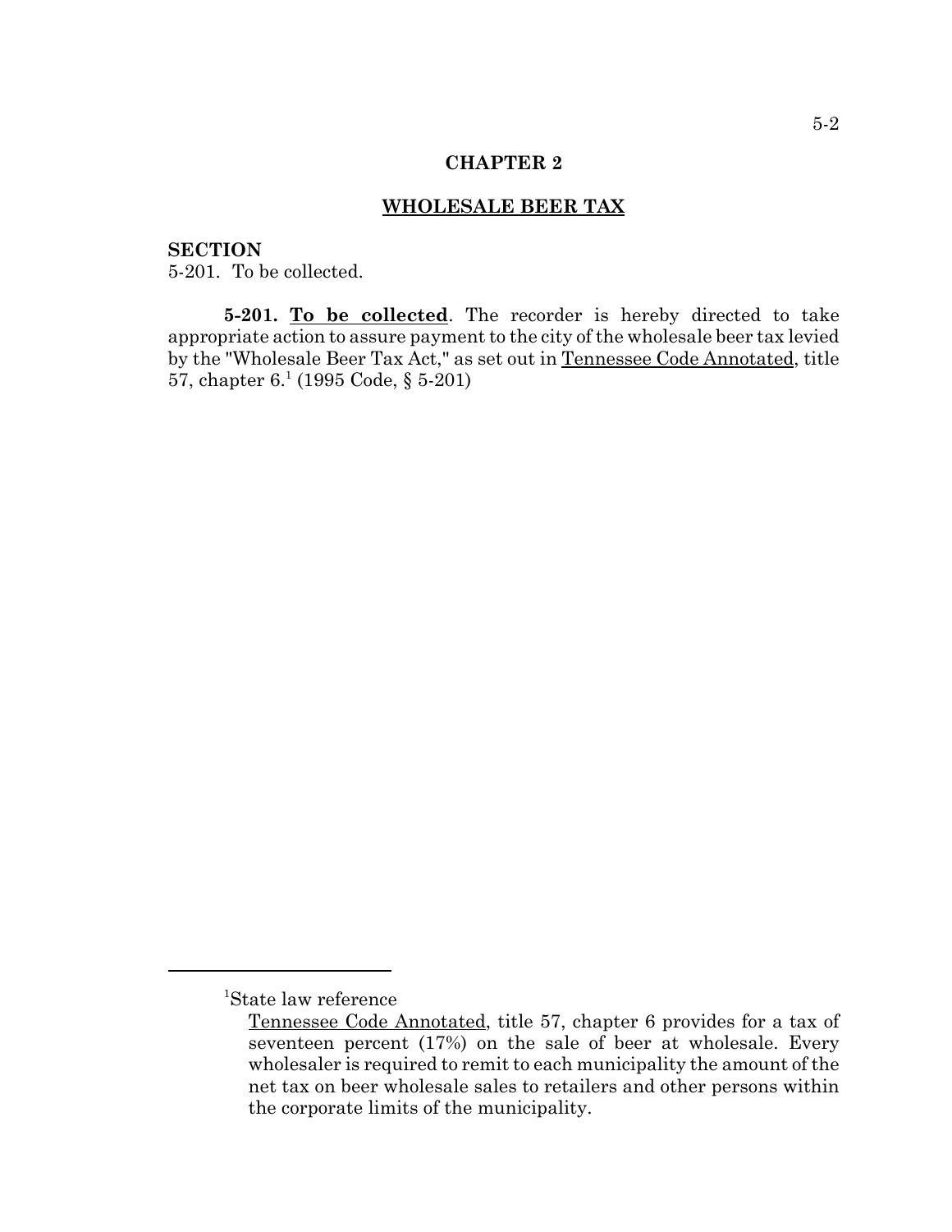# CHAPTER 2

## WHOLESALE BEER TAX

**SECTION**
5-201. To be collected.

**5-201. To be collected**. The recorder is hereby directed to take appropriate action to assure payment to the city of the wholesale beer tax levied by the "Wholesale Beer Tax Act," as set out in Tennessee Code Annotated, title 57, chapter 6.[1] (1995 Code, § 5-201)

---

[1]State law reference

Tennessee Code Annotated, title 57, chapter 6 provides for a tax of seventeen percent (17%) on the sale of beer at wholesale. Every wholesaler is required to remit to each municipality the amount of the net tax on beer wholesale sales to retailers and other persons within the corporate limits of the municipality.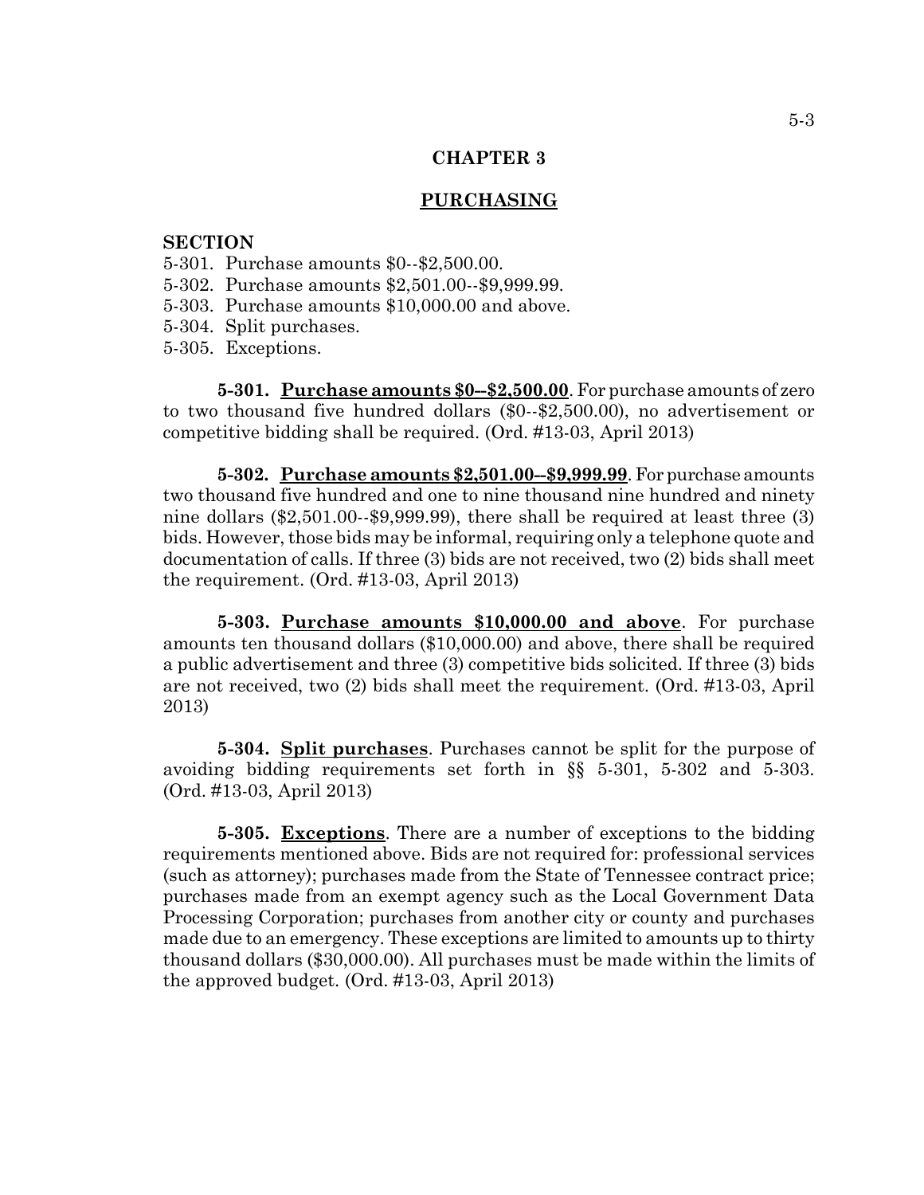# CHAPTER 3

## PURCHASING

**SECTION**

5-301. Purchase amounts \$0--\$2,500.00.
5-302. Purchase amounts \$2,501.00--\$9,999.99.
5-303. Purchase amounts \$10,000.00 and above.
5-304. Split purchases.
5-305. Exceptions.

**5-301. Purchase amounts \$0--\$2,500.00**. For purchase amounts of zero to two thousand five hundred dollars (\$0--\$2,500.00), no advertisement or competitive bidding shall be required. (Ord. #13-03, April 2013)

**5-302. Purchase amounts \$2,501.00--\$9,999.99**. For purchase amounts two thousand five hundred and one to nine thousand nine hundred and ninety nine dollars (\$2,501.00--\$9,999.99), there shall be required at least three (3) bids. However, those bids may be informal, requiring only a telephone quote and documentation of calls. If three (3) bids are not received, two (2) bids shall meet the requirement. (Ord. #13-03, April 2013)

**5-303. Purchase amounts \$10,000.00 and above**. For purchase amounts ten thousand dollars (\$10,000.00) and above, there shall be required a public advertisement and three (3) competitive bids solicited. If three (3) bids are not received, two (2) bids shall meet the requirement. (Ord. #13-03, April 2013)

**5-304. Split purchases**. Purchases cannot be split for the purpose of avoiding bidding requirements set forth in §§ 5-301, 5-302 and 5-303. (Ord. #13-03, April 2013)

**5-305. Exceptions**. There are a number of exceptions to the bidding requirements mentioned above. Bids are not required for: professional services (such as attorney); purchases made from the State of Tennessee contract price; purchases made from an exempt agency such as the Local Government Data Processing Corporation; purchases from another city or county and purchases made due to an emergency. These exceptions are limited to amounts up to thirty thousand dollars (\$30,000.00). All purchases must be made within the limits of the approved budget. (Ord. #13-03, April 2013)